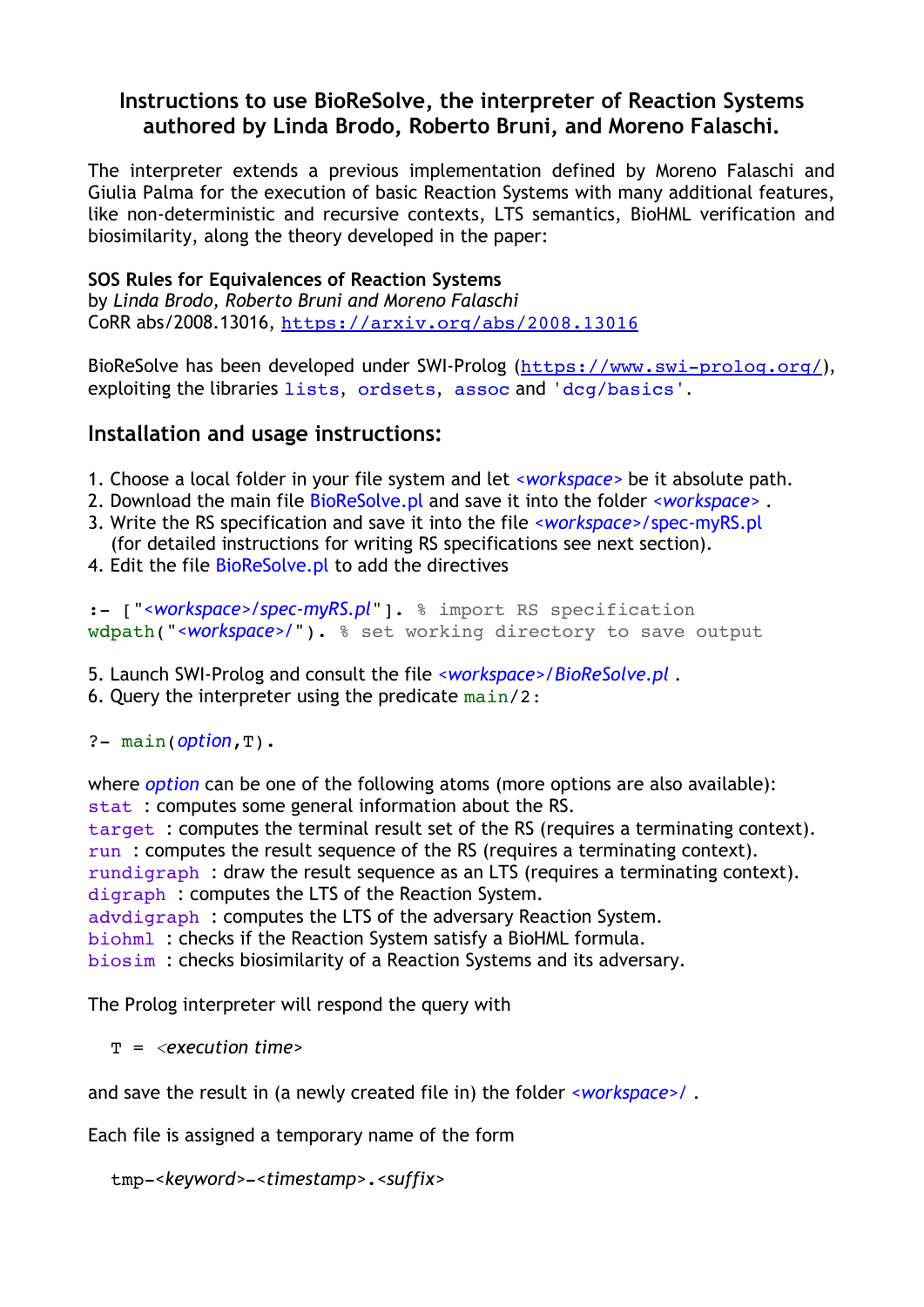**Instructions to use BioReSolve, the interpreter of Reaction Systems authored by Linda Brodo, Roberto Bruni, and Moreno Falaschi.**

The interpreter extends a previous implementation defined by Moreno Falaschi and Giulia Palma for the execution of basic Reaction Systems with many additional features, like non-deterministic and recursive contexts, LTS semantics, BioHML verification and biosimilarity, along the theory developed in the paper:

**SOS Rules for Equivalences of Reaction Systems**
by *Linda Brodo, Roberto Bruni and Moreno Falaschi*
CoRR abs/2008.13016, https://arxiv.org/abs/2008.13016

BioReSolve has been developed under SWI-Prolog (https://www.swi-prolog.org/), exploiting the libraries `lists`, `ordsets`, `assoc` and `'dcg/basics'`.

## Installation and usage instructions:

1. Choose a local folder in your file system and let *<workspace>* be it absolute path.
2. Download the main file BioReSolve.pl and save it into the folder *<workspace>* .
3. Write the RS specification and save it into the file *<workspace>*/spec-myRS.pl (for detailed instructions for writing RS specifications see next section).
4. Edit the file BioReSolve.pl to add the directives

```
:- ["<workspace>/spec-myRS.pl"]. % import RS specification
wdpath("<workspace>/"). % set working directory to save output
```

5. Launch SWI-Prolog and consult the file *<workspace>/BioReSolve.pl* .
6. Query the interpreter using the predicate `main/2`:

```
?- main(option,T).
```

where *option* can be one of the following atoms (more options are also available):
`stat` : computes some general information about the RS.
`target` : computes the terminal result set of the RS (requires a terminating context).
`run` : computes the result sequence of the RS (requires a terminating context).
`rundigraph` : draw the result sequence as an LTS (requires a terminating context).
`digraph` : computes the LTS of the Reaction System.
`advdigraph` : computes the LTS of the adversary Reaction System.
`biohml` : checks if the Reaction System satisfy a BioHML formula.
`biosim` : checks biosimilarity of a Reaction Systems and its adversary.

The Prolog interpreter will respond the query with

```
T = <execution time>
```

and save the result in (a newly created file in) the folder *<workspace>/* .

Each file is assigned a temporary name of the form

```
tmp-<keyword>-<timestamp>.<suffix>
```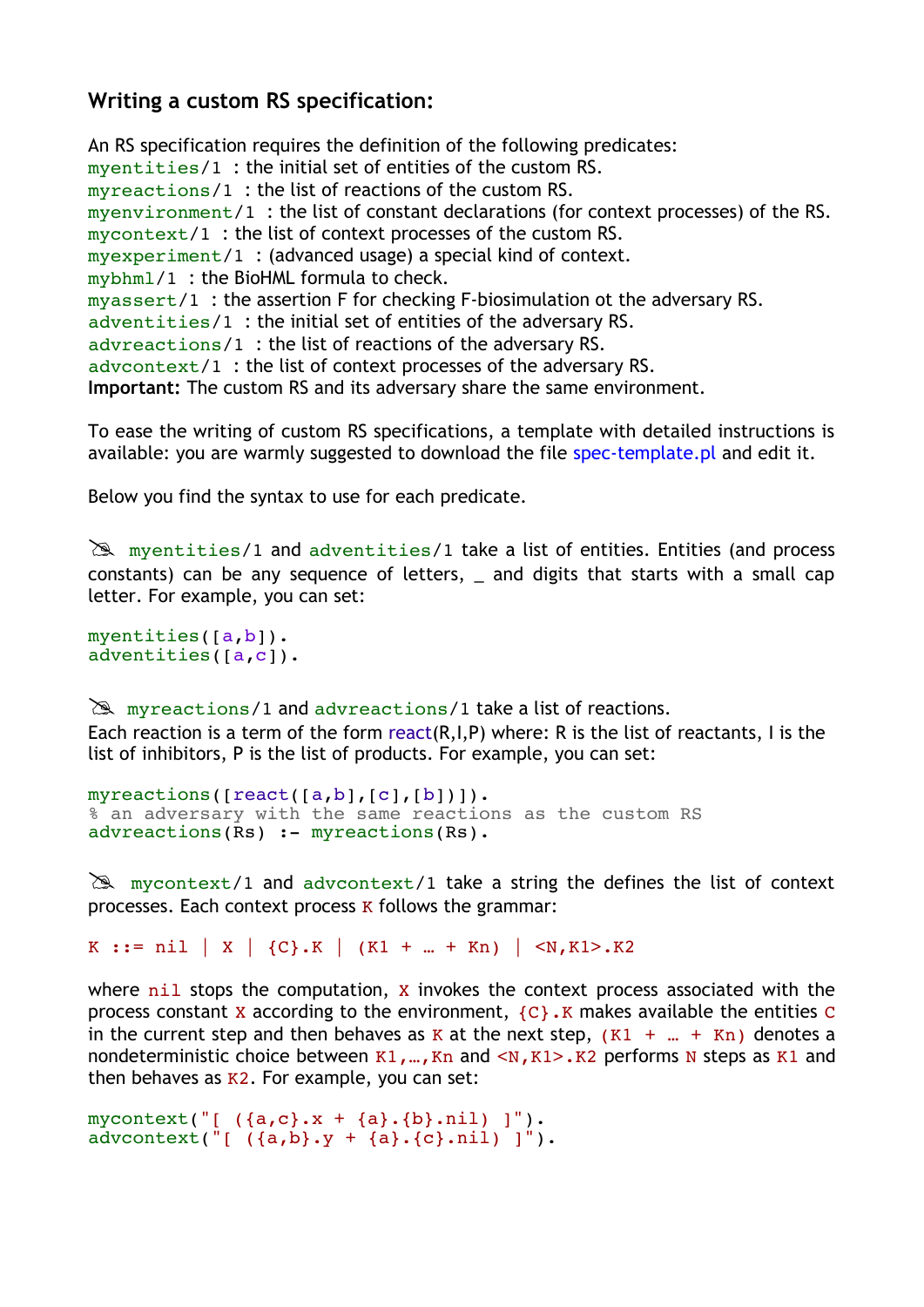### Writing a custom RS specification:

An RS specification requires the definition of the following predicates:
`myentities/1` : the initial set of entities of the custom RS.
`myreactions/1` : the list of reactions of the custom RS.
`myenvironment/1` : the list of constant declarations (for context processes) of the RS.
`mycontext/1` : the list of context processes of the custom RS.
`myexperiment/1` : (advanced usage) a special kind of context.
`mybhml/1` : the BioHML formula to check.
`myassert/1` : the assertion F for checking F-biosimulation ot the adversary RS.
`adventities/1` : the initial set of entities of the adversary RS.
`advreactions/1` : the list of reactions of the adversary RS.
`advcontext/1` : the list of context processes of the adversary RS.
**Important:** The custom RS and its adversary share the same environment.

To ease the writing of custom RS specifications, a template with detailed instructions is available: you are warmly suggested to download the file spec-template.pl and edit it.

Below you find the syntax to use for each predicate.

`myentities/1` and `adventities/1` take a list of entities. Entities (and process constants) can be any sequence of letters, _ and digits that starts with a small cap letter. For example, you can set:

```
myentities([a,b]).
adventities([a,c]).
```

`myreactions/1` and `advreactions/1` take a list of reactions.
Each reaction is a term of the form react(R,I,P) where: R is the list of reactants, I is the list of inhibitors, P is the list of products. For example, you can set:

```
myreactions([react([a,b],[c],[b])]).
% an adversary with the same reactions as the custom RS
advreactions(Rs) :- myreactions(Rs).
```

`mycontext/1` and `advcontext/1` take a string the defines the list of context processes. Each context process `K` follows the grammar:

```
K ::= nil | X | {C}.K | (K1 + … + Kn) | <N,K1>.K2
```

where `nil` stops the computation, `X` invokes the context process associated with the process constant `X` according to the environment, `{C}.K` makes available the entities `C` in the current step and then behaves as `K` at the next step, `(K1 + … + Kn)` denotes a nondeterministic choice between `K1,…,Kn` and `<N,K1>.K2` performs `N` steps as `K1` and then behaves as `K2`. For example, you can set:

```
mycontext("[ ({a,c}.x + {a}.{b}.nil) ]").
advcontext("[ ({a,b}.y + {a}.{c}.nil) ]").
```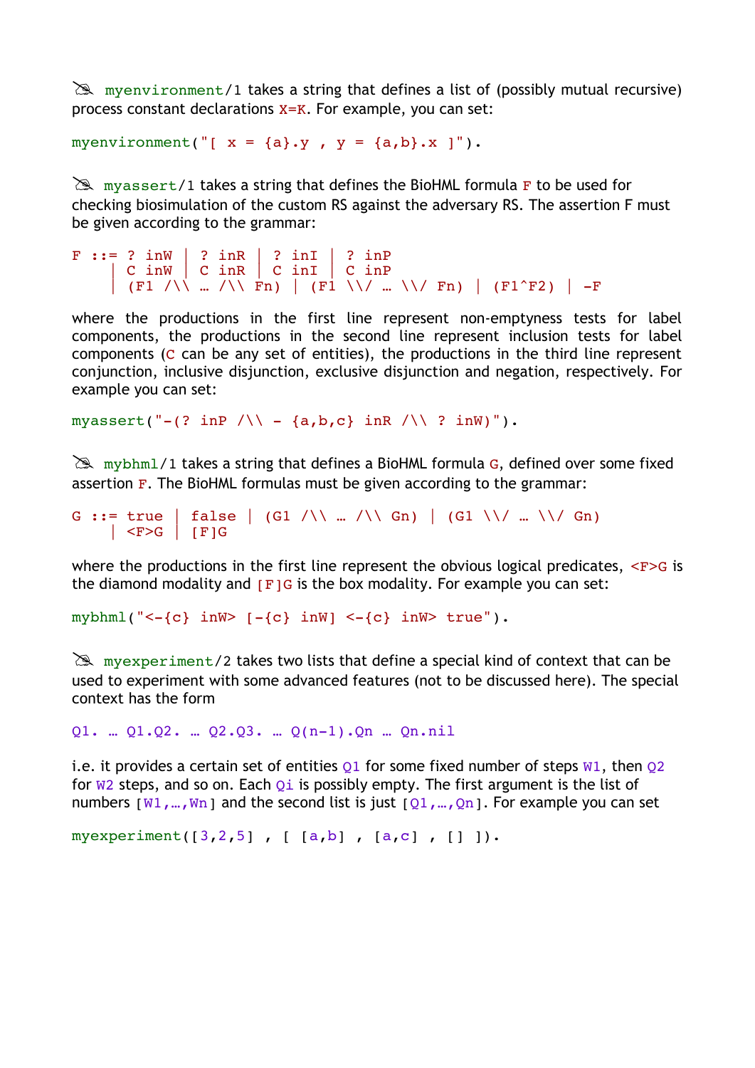✍ `myenvironment/1` takes a string that defines a list of (possibly mutual recursive) process constant declarations `X=K`. For example, you can set:

```
myenvironment("[ x = {a}.y , y = {a,b}.x ]").
```

✍ `myassert/1` takes a string that defines the BioHML formula `F` to be used for checking biosimulation of the custom RS against the adversary RS. The assertion F must be given according to the grammar:

```
F ::= ? inW  | ? inR  | ? inI  | ? inP
    | C inW  | C inR  | C inI  | C inP
    | (F1 /\\ … /\\ Fn) | (F1 \\/ … \\/ Fn) | (F1^F2) | -F
```

where the productions in the first line represent non-emptyness tests for label components, the productions in the second line represent inclusion tests for label components (`C` can be any set of entities), the productions in the third line represent conjunction, inclusive disjunction, exclusive disjunction and negation, respectively. For example you can set:

```
myassert("-(? inP /\\ - {a,b,c} inR /\\ ? inW)").
```

✍ `mybhml/1` takes a string that defines a BioHML formula `G`, defined over some fixed assertion `F`. The BioHML formulas must be given according to the grammar:

```
G ::= true  | false | (G1 /\\ … /\\ Gn) | (G1 \\/ … \\/ Gn)
    | <F>G  | [F]G
```

where the productions in the first line represent the obvious logical predicates, `<F>G` is the diamond modality and `[F]G` is the box modality. For example you can set:

```
mybhml("<-{c} inW> [-{c} inW] <-{c} inW> true").
```

✍ `myexperiment/2` takes two lists that define a special kind of context that can be used to experiment with some advanced features (not to be discussed here). The special context has the form

```
Q1. … Q1.Q2. … Q2.Q3. … Q(n-1).Qn … Qn.nil
```

i.e. it provides a certain set of entities `Q1` for some fixed number of steps `W1`, then `Q2` for `W2` steps, and so on. Each `Qi` is possibly empty. The first argument is the list of numbers `[W1,…,Wn]` and the second list is just `[Q1,…,Qn]`. For example you can set

```
myexperiment([3,2,5] , [ [a,b] , [a,c] , [] ]).
```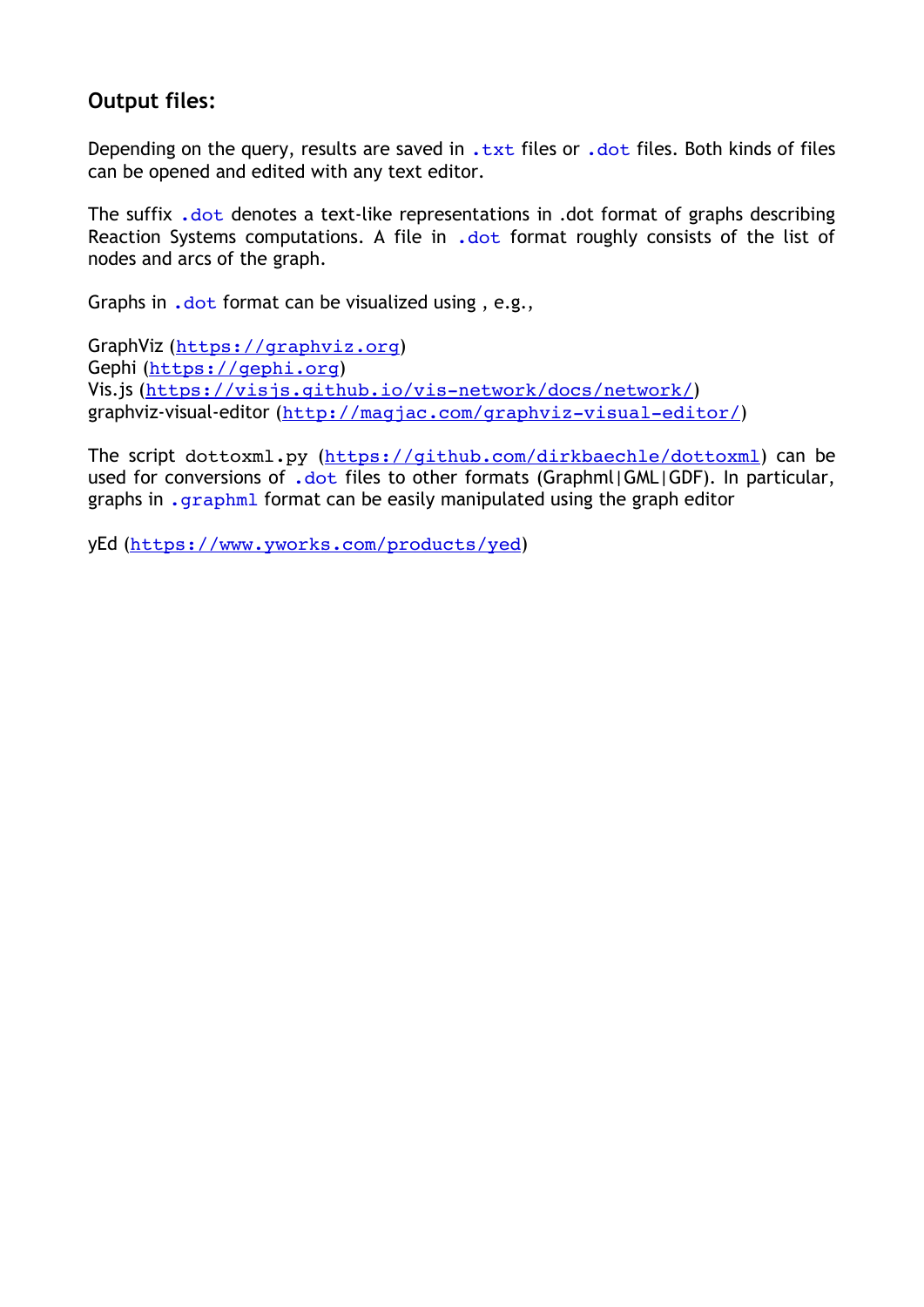### Output files:

Depending on the query, results are saved in `.txt` files or `.dot` files. Both kinds of files can be opened and edited with any text editor.

The suffix `.dot` denotes a text-like representations in .dot format of graphs describing Reaction Systems computations. A file in `.dot` format roughly consists of the list of nodes and arcs of the graph.

Graphs in `.dot` format can be visualized using , e.g.,

GraphViz (https://graphviz.org)
Gephi (https://gephi.org)
Vis.js (https://visjs.github.io/vis-network/docs/network/)
graphviz-visual-editor (http://magjac.com/graphviz-visual-editor/)

The script `dottoxml.py` (https://github.com/dirkbaechle/dottoxml) can be used for conversions of `.dot` files to other formats (Graphml|GML|GDF). In particular, graphs in `.graphml` format can be easily manipulated using the graph editor

yEd (https://www.yworks.com/products/yed)